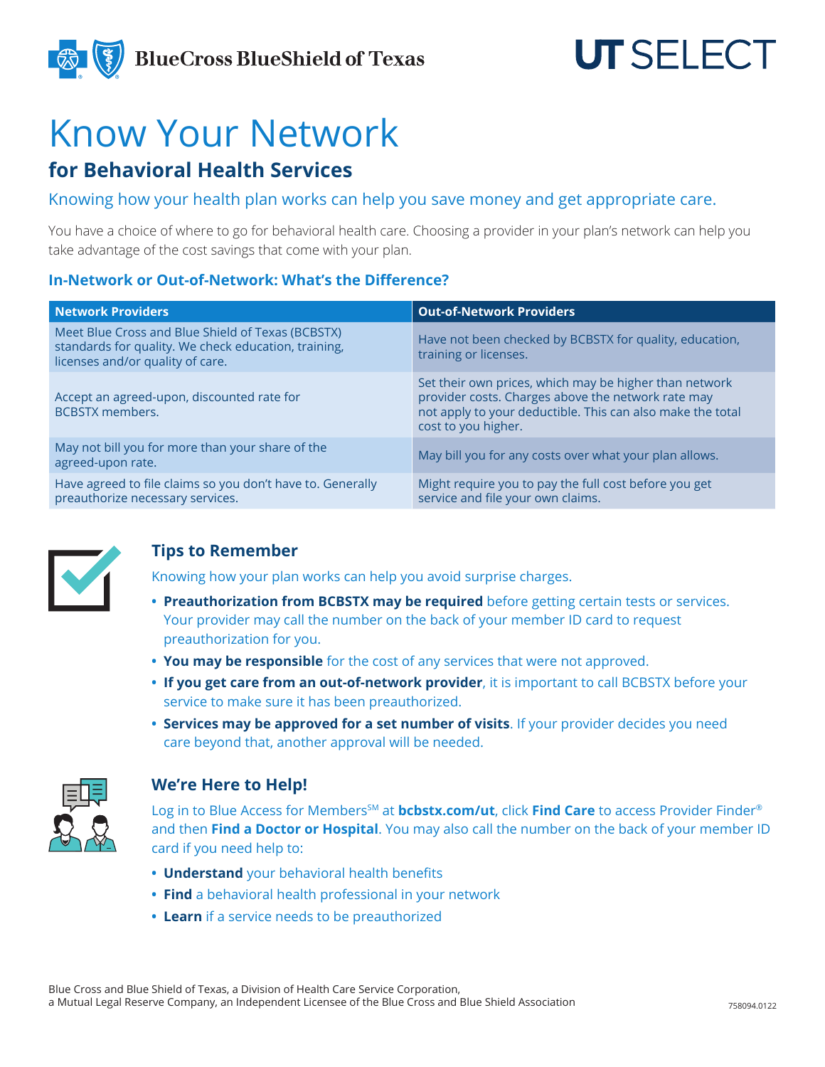BlueCross BlueShield of Texas

UT SELECT

# Know Your Network

## for Behavioral Health Services

Knowing how your health plan works can help you save money and get appropriate care.

You have a choice of where to go for behavioral health care. Choosing a provider in your plan's network can help you take advantage of the cost savings that come with your plan.

### In-Network or Out-of-Network: What's the Difference?

| Network Providers | Out-of-Network Providers |
| --- | --- |
| Meet Blue Cross and Blue Shield of Texas (BCBSTX) standards for quality. We check education, training, licenses and/or quality of care. | Have not been checked by BCBSTX for quality, education, training or licenses. |
| Accept an agreed-upon, discounted rate for BCBSTX members. | Set their own prices, which may be higher than network provider costs. Charges above the network rate may not apply to your deductible. This can also make the total cost to you higher. |
| May not bill you for more than your share of the agreed-upon rate. | May bill you for any costs over what your plan allows. |
| Have agreed to file claims so you don't have to. Generally preauthorize necessary services. | Might require you to pay the full cost before you get service and file your own claims. |

### Tips to Remember

Knowing how your plan works can help you avoid surprise charges.

- **Preauthorization from BCBSTX may be required** before getting certain tests or services. Your provider may call the number on the back of your member ID card to request preauthorization for you.
- **You may be responsible** for the cost of any services that were not approved.
- **If you get care from an out-of-network provider**, it is important to call BCBSTX before your service to make sure it has been preauthorized.
- **Services may be approved for a set number of visits**. If your provider decides you need care beyond that, another approval will be needed.

### We're Here to Help!

Log in to Blue Access for Members[SM] at **bcbstx.com/ut**, click **Find Care** to access Provider Finder® and then **Find a Doctor or Hospital**. You may also call the number on the back of your member ID card if you need help to:

- **Understand** your behavioral health benefits
- **Find** a behavioral health professional in your network
- **Learn** if a service needs to be preauthorized

Blue Cross and Blue Shield of Texas, a Division of Health Care Service Corporation,
a Mutual Legal Reserve Company, an Independent Licensee of the Blue Cross and Blue Shield Association

758094.0122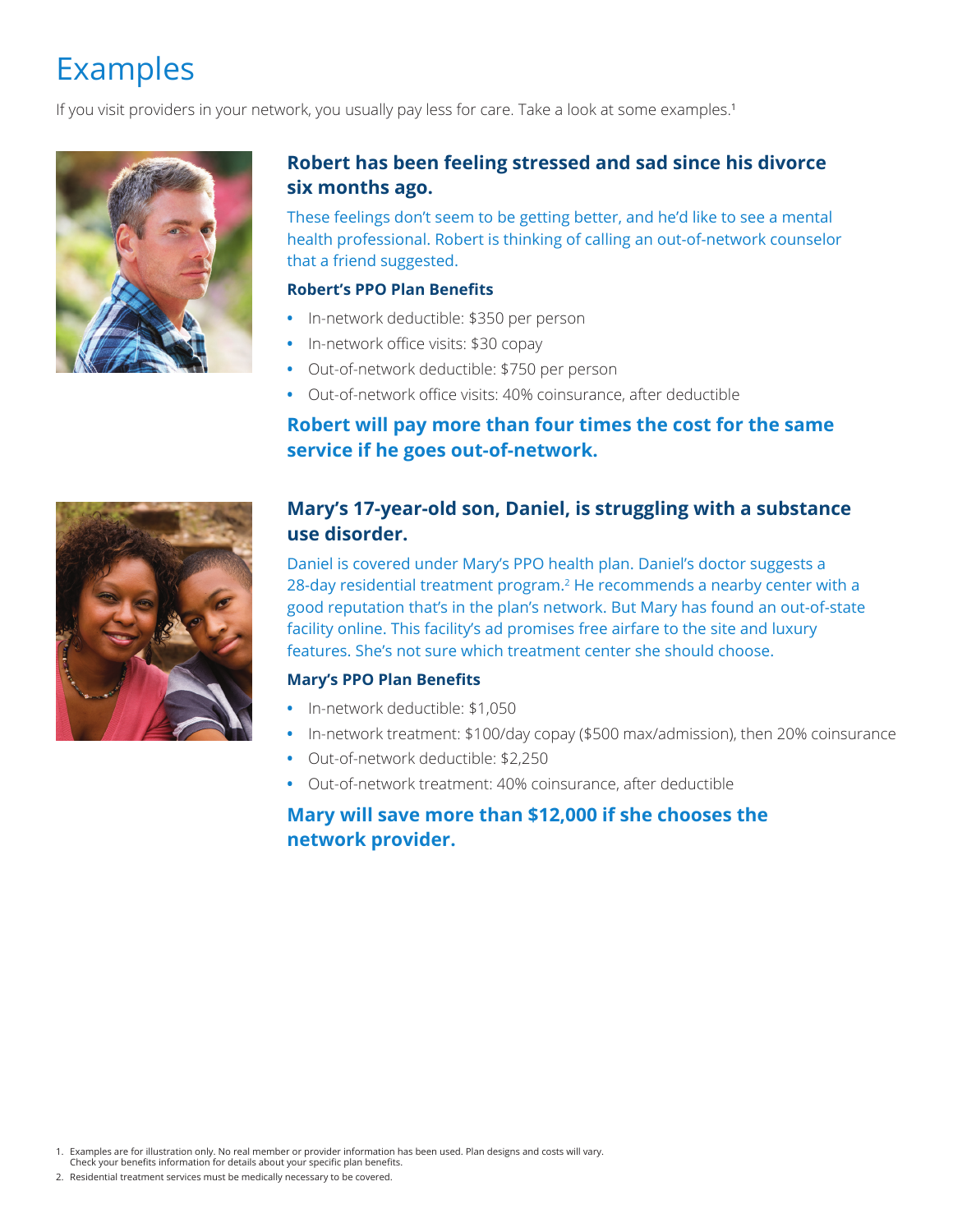# Examples

If you visit providers in your network, you usually pay less for care. Take a look at some examples.[1]

## Robert has been feeling stressed and sad since his divorce six months ago.

These feelings don't seem to be getting better, and he'd like to see a mental health professional. Robert is thinking of calling an out-of-network counselor that a friend suggested.

**Robert's PPO Plan Benefits**

- In-network deductible: $350 per person
- In-network office visits: $30 copay
- Out-of-network deductible: $750 per person
- Out-of-network office visits: 40% coinsurance, after deductible

**Robert will pay more than four times the cost for the same service if he goes out-of-network.**

## Mary's 17-year-old son, Daniel, is struggling with a substance use disorder.

Daniel is covered under Mary's PPO health plan. Daniel's doctor suggests a 28-day residential treatment program.[2] He recommends a nearby center with a good reputation that's in the plan's network. But Mary has found an out-of-state facility online. This facility's ad promises free airfare to the site and luxury features. She's not sure which treatment center she should choose.

**Mary's PPO Plan Benefits**

- In-network deductible: $1,050
- In-network treatment: $100/day copay ($500 max/admission), then 20% coinsurance
- Out-of-network deductible: $2,250
- Out-of-network treatment: 40% coinsurance, after deductible

**Mary will save more than $12,000 if she chooses the network provider.**

1. Examples are for illustration only. No real member or provider information has been used. Plan designs and costs will vary. Check your benefits information for details about your specific plan benefits.
2. Residential treatment services must be medically necessary to be covered.